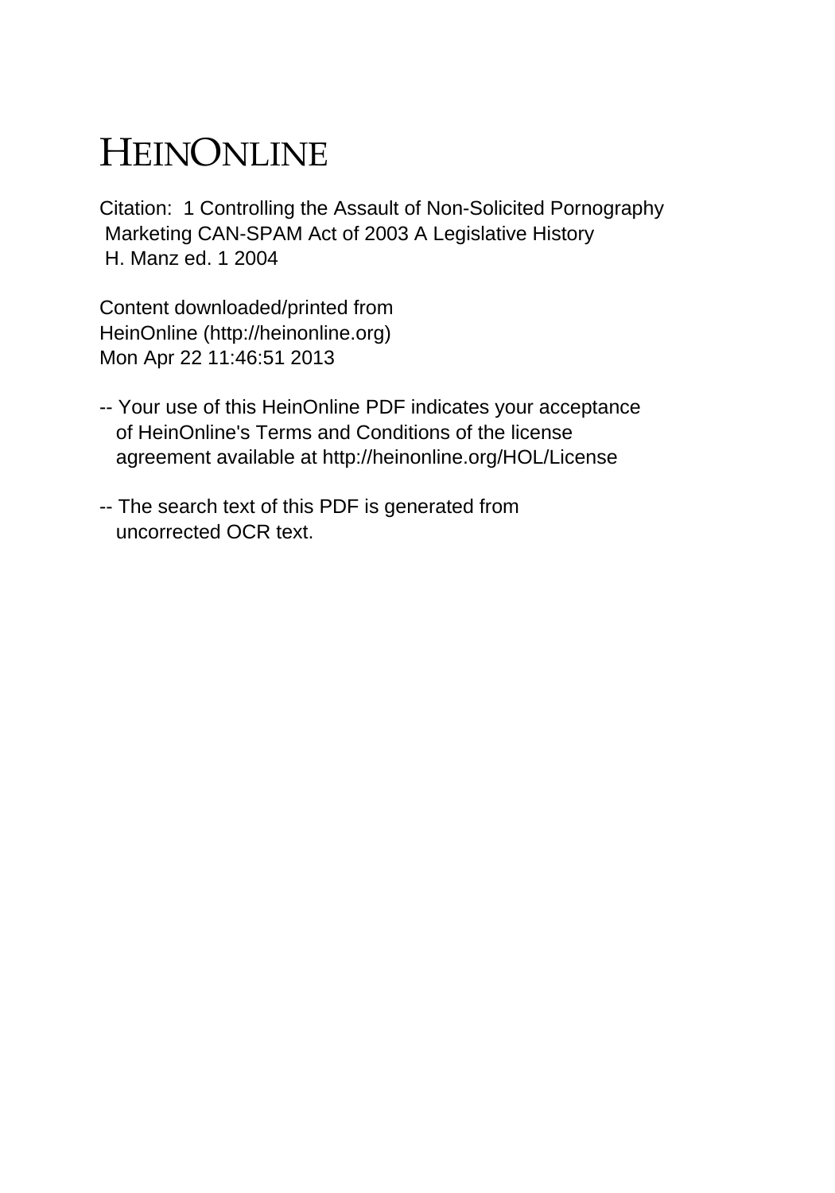# HEINONLINE

Citation: 1 Controlling the Assault of Non-Solicited Pornography Marketing CAN-SPAM Act of 2003 A Legislative History H. Manz ed. 1 2004

Content downloaded/printed from HeinOnline (http://heinonline.org) Mon Apr 22 11:46:51 2013

-- Your use of this HeinOnline PDF indicates your acceptance of HeinOnline's Terms and Conditions of the license agreement available at http://heinonline.org/HOL/License

-- The search text of this PDF is generated from uncorrected OCR text.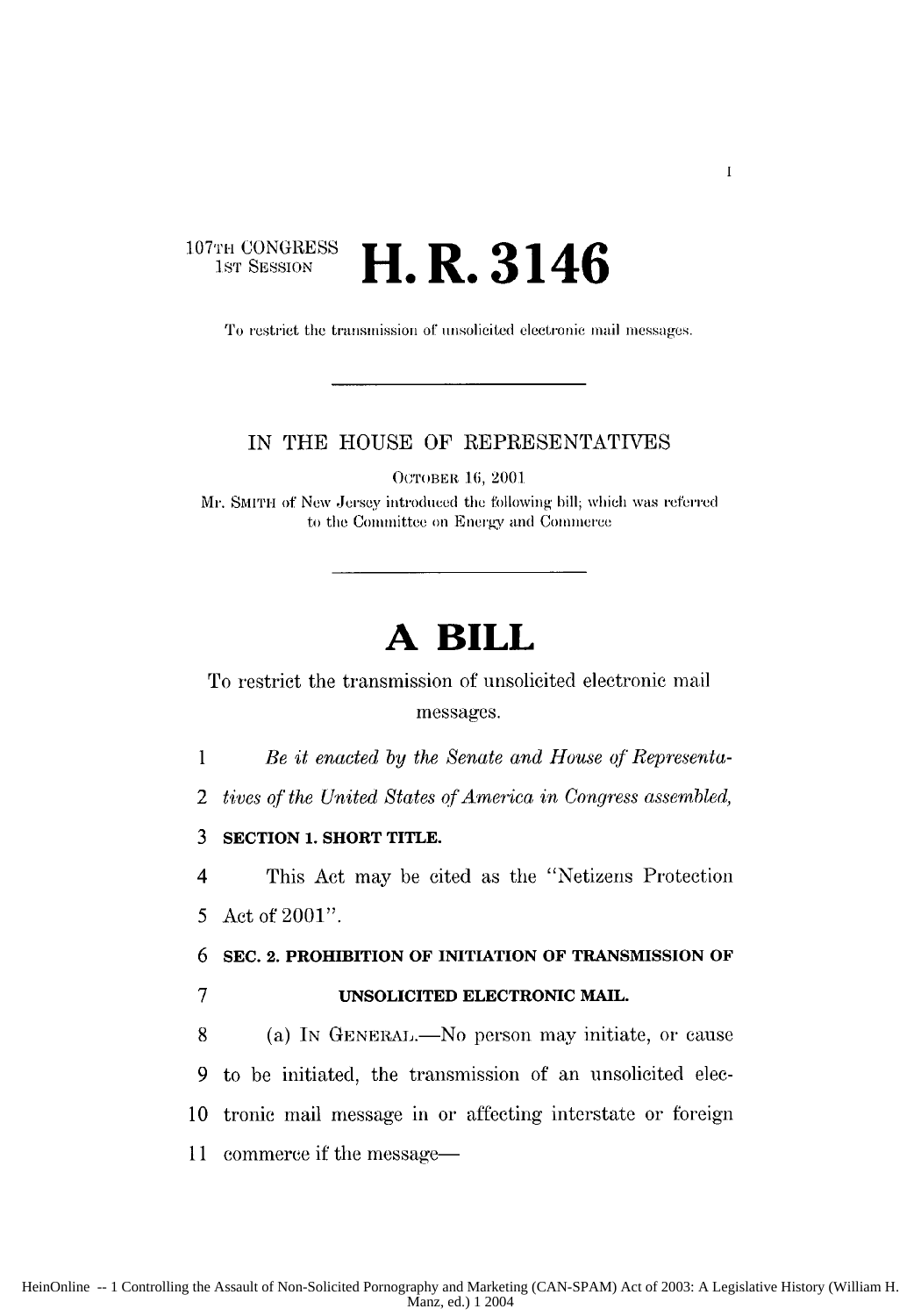107TH CONGRESS
1ST SESSION

# H. R. 3146

To restrict the transmission of unsolicited electronic mail messages.

---

IN THE HOUSE OF REPRESENTATIVES

OCTOBER 16, 2001

Mr. SMITH of New Jersey introduced the following bill; which was referred to the Committee on Energy and Commerce

---

# A BILL

To restrict the transmission of unsolicited electronic mail messages.

1 *Be it enacted by the Senate and House of Representa-*
2 *tives of the United States of America in Congress assembled,*

3 **SECTION 1. SHORT TITLE.**

4 This Act may be cited as the "Netizens Protection
5 Act of 2001".

6 **SEC. 2. PROHIBITION OF INITIATION OF TRANSMISSION OF**
7 **UNSOLICITED ELECTRONIC MAIL.**

8 (a) IN GENERAL.—No person may initiate, or cause
9 to be initiated, the transmission of an unsolicited elec-
10 tronic mail message in or affecting interstate or foreign
11 commerce if the message—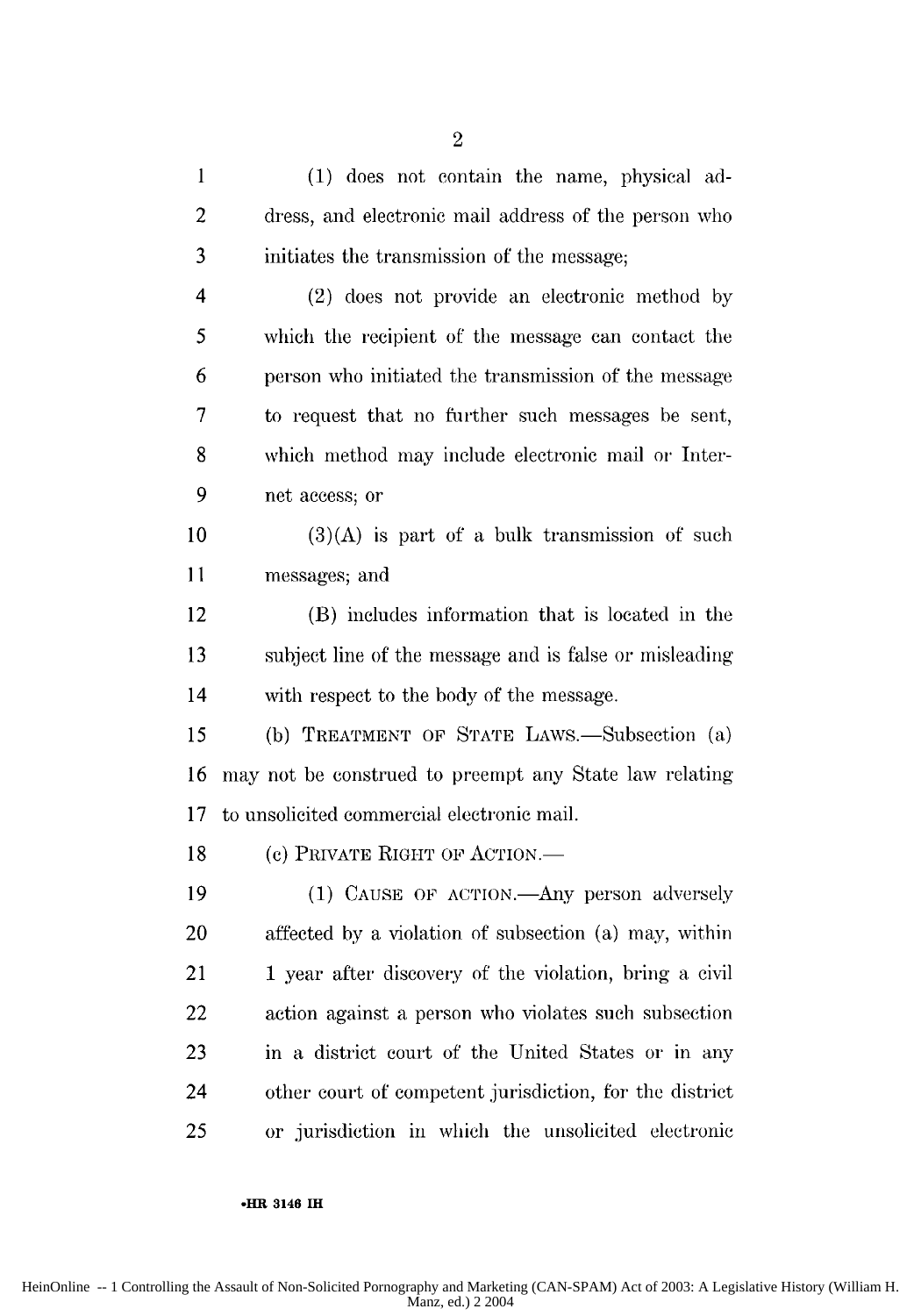(1) does not contain the name, physical address, and electronic mail address of the person who initiates the transmission of the message;

(2) does not provide an electronic method by which the recipient of the message can contact the person who initiated the transmission of the message to request that no further such messages be sent, which method may include electronic mail or Internet access; or

(3)(A) is part of a bulk transmission of such messages; and

(B) includes information that is located in the subject line of the message and is false or misleading with respect to the body of the message.

(b) TREATMENT OF STATE LAWS.—Subsection (a) may not be construed to preempt any State law relating to unsolicited commercial electronic mail.

(c) PRIVATE RIGHT OF ACTION.—

(1) CAUSE OF ACTION.—Any person adversely affected by a violation of subsection (a) may, within 1 year after discovery of the violation, bring a civil action against a person who violates such subsection in a district court of the United States or in any other court of competent jurisdiction, for the district or jurisdiction in which the unsolicited electronic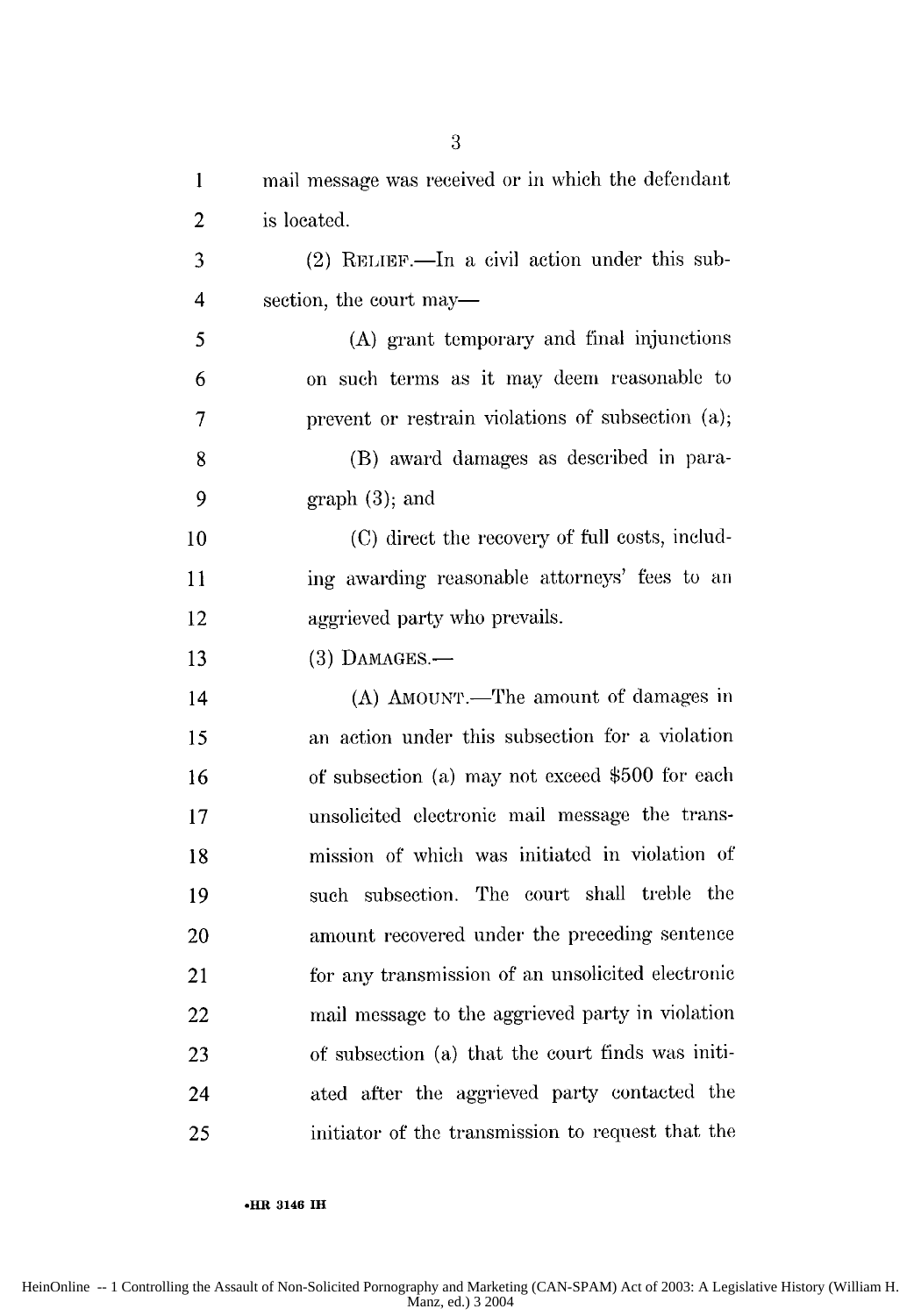mail message was received or in which the defendant is located.

(2) RELIEF.—In a civil action under this subsection, the court may—

(A) grant temporary and final injunctions on such terms as it may deem reasonable to prevent or restrain violations of subsection (a);

(B) award damages as described in paragraph (3); and

(C) direct the recovery of full costs, including awarding reasonable attorneys' fees to an aggrieved party who prevails.

(3) DAMAGES.—

(A) AMOUNT.—The amount of damages in an action under this subsection for a violation of subsection (a) may not exceed $500 for each unsolicited electronic mail message the transmission of which was initiated in violation of such subsection. The court shall treble the amount recovered under the preceding sentence for any transmission of an unsolicited electronic mail message to the aggrieved party in violation of subsection (a) that the court finds was initiated after the aggrieved party contacted the initiator of the transmission to request that the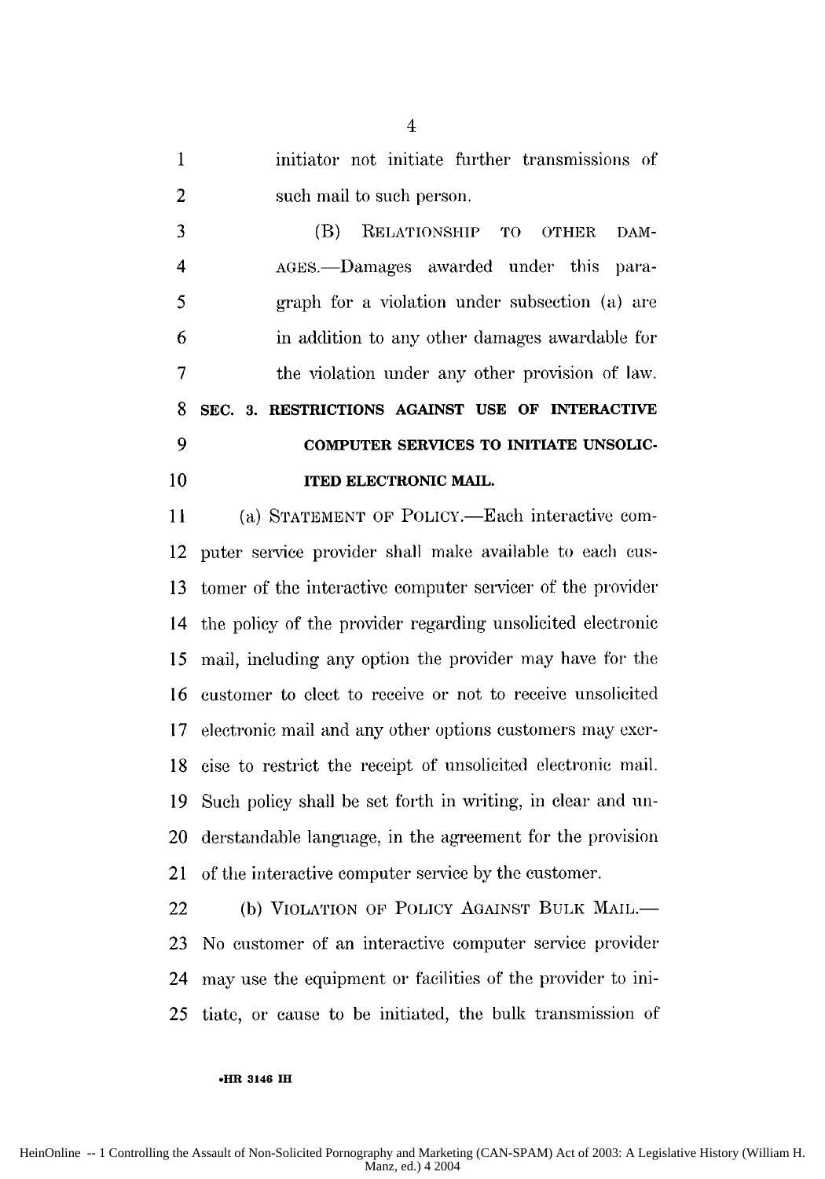initiator not initiate further transmissions of such mail to such person.

(B) RELATIONSHIP TO OTHER DAMAGES.—Damages awarded under this paragraph for a violation under subsection (a) are in addition to any other damages awardable for the violation under any other provision of law.

**SEC. 3. RESTRICTIONS AGAINST USE OF INTERACTIVE COMPUTER SERVICES TO INITIATE UNSOLICITED ELECTRONIC MAIL.**

(a) STATEMENT OF POLICY.—Each interactive computer service provider shall make available to each customer of the interactive computer servicer of the provider the policy of the provider regarding unsolicited electronic mail, including any option the provider may have for the customer to elect to receive or not to receive unsolicited electronic mail and any other options customers may exercise to restrict the receipt of unsolicited electronic mail. Such policy shall be set forth in writing, in clear and understandable language, in the agreement for the provision of the interactive computer service by the customer.

(b) VIOLATION OF POLICY AGAINST BULK MAIL.—No customer of an interactive computer service provider may use the equipment or facilities of the provider to initiate, or cause to be initiated, the bulk transmission of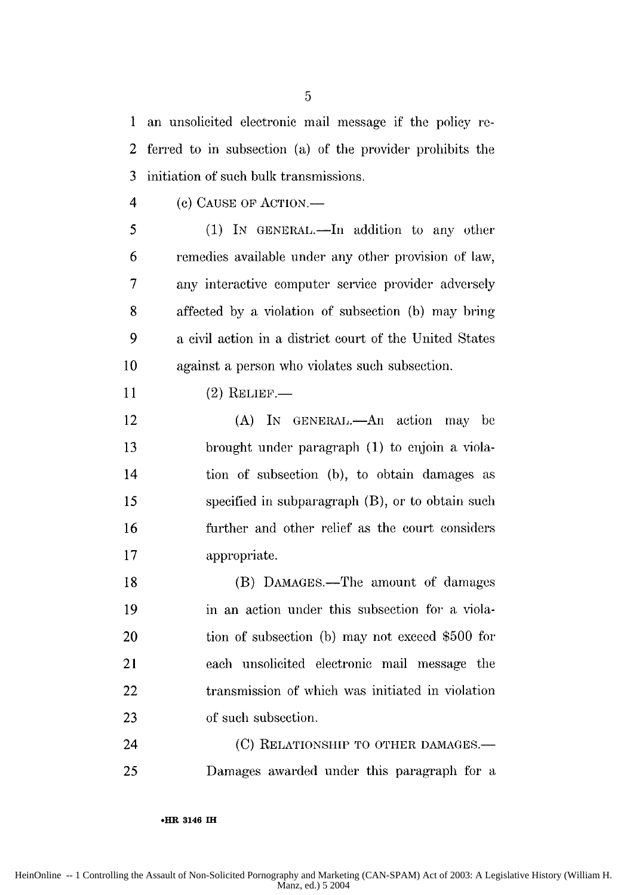an unsolicited electronic mail message if the policy referred to in subsection (a) of the provider prohibits the initiation of such bulk transmissions.

(c) CAUSE OF ACTION.—

(1) IN GENERAL.—In addition to any other remedies available under any other provision of law, any interactive computer service provider adversely affected by a violation of subsection (b) may bring a civil action in a district court of the United States against a person who violates such subsection.

(2) RELIEF.—

(A) IN GENERAL.—An action may be brought under paragraph (1) to enjoin a violation of subsection (b), to obtain damages as specified in subparagraph (B), or to obtain such further and other relief as the court considers appropriate.

(B) DAMAGES.—The amount of damages in an action under this subsection for a violation of subsection (b) may not exceed $500 for each unsolicited electronic mail message the transmission of which was initiated in violation of such subsection.

(C) RELATIONSHIP TO OTHER DAMAGES.—Damages awarded under this paragraph for a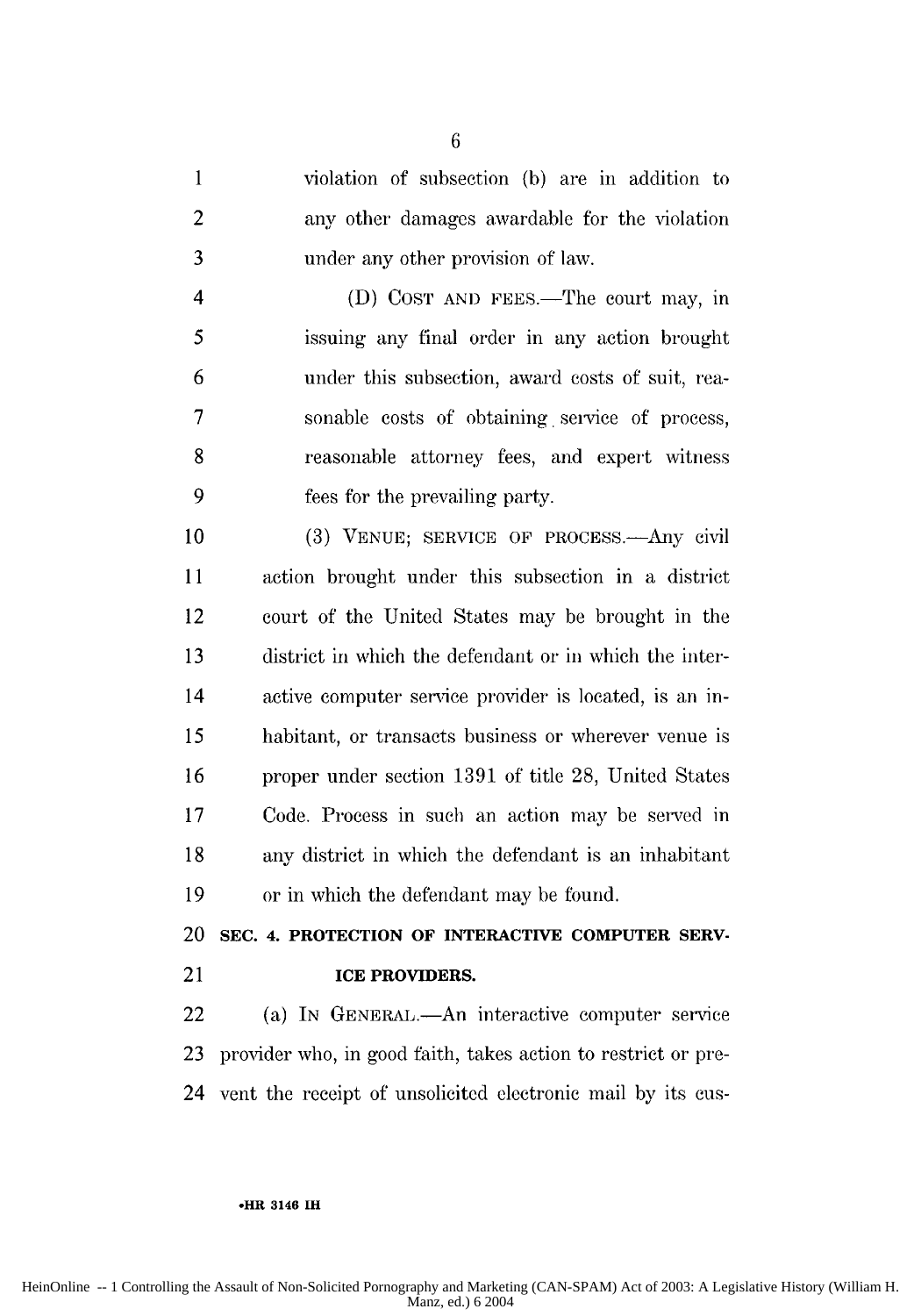violation of subsection (b) are in addition to any other damages awardable for the violation under any other provision of law.

(D) COST AND FEES.—The court may, in issuing any final order in any action brought under this subsection, award costs of suit, reasonable costs of obtaining service of process, reasonable attorney fees, and expert witness fees for the prevailing party.

(3) VENUE; SERVICE OF PROCESS.—Any civil action brought under this subsection in a district court of the United States may be brought in the district in which the defendant or in which the interactive computer service provider is located, is an inhabitant, or transacts business or wherever venue is proper under section 1391 of title 28, United States Code. Process in such an action may be served in any district in which the defendant is an inhabitant or in which the defendant may be found.

**SEC. 4. PROTECTION OF INTERACTIVE COMPUTER SERVICE PROVIDERS.**

(a) IN GENERAL.—An interactive computer service provider who, in good faith, takes action to restrict or prevent the receipt of unsolicited electronic mail by its cus-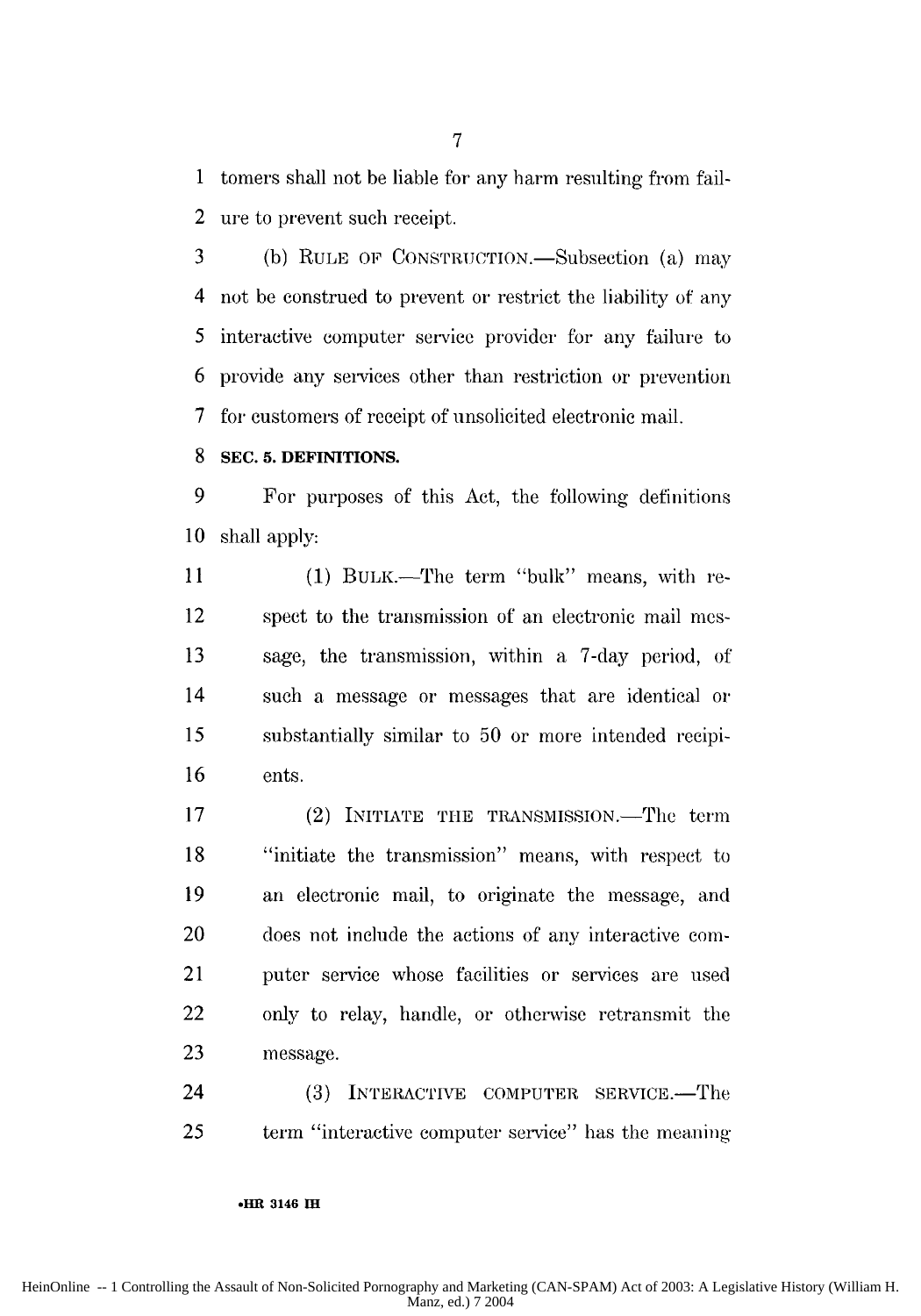tomers shall not be liable for any harm resulting from failure to prevent such receipt.

(b) RULE OF CONSTRUCTION.—Subsection (a) may not be construed to prevent or restrict the liability of any interactive computer service provider for any failure to provide any services other than restriction or prevention for customers of receipt of unsolicited electronic mail.

**SEC. 5. DEFINITIONS.**

For purposes of this Act, the following definitions shall apply:

(1) BULK.—The term "bulk" means, with respect to the transmission of an electronic mail message, the transmission, within a 7-day period, of such a message or messages that are identical or substantially similar to 50 or more intended recipients.

(2) INITIATE THE TRANSMISSION.—The term "initiate the transmission" means, with respect to an electronic mail, to originate the message, and does not include the actions of any interactive computer service whose facilities or services are used only to relay, handle, or otherwise retransmit the message.

(3) INTERACTIVE COMPUTER SERVICE.—The term "interactive computer service" has the meaning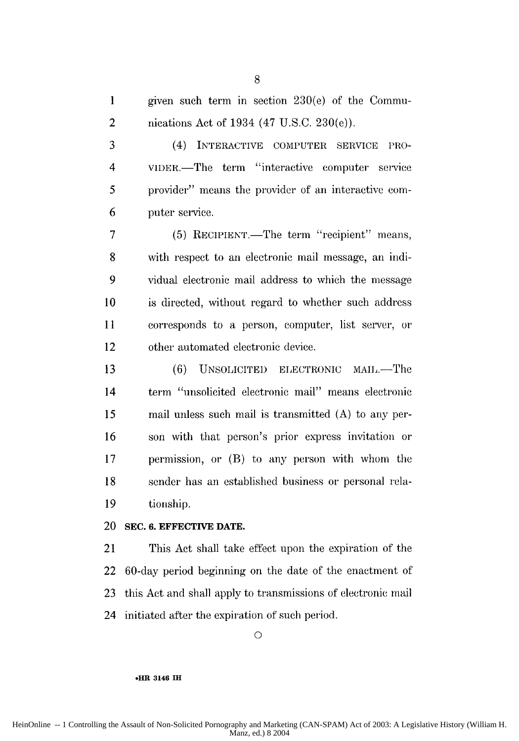given such term in section 230(e) of the Communications Act of 1934 (47 U.S.C. 230(e)).

(4) INTERACTIVE COMPUTER SERVICE PROVIDER.—The term "interactive computer service provider" means the provider of an interactive computer service.

(5) RECIPIENT.—The term "recipient" means, with respect to an electronic mail message, an individual electronic mail address to which the message is directed, without regard to whether such address corresponds to a person, computer, list server, or other automated electronic device.

(6) UNSOLICITED ELECTRONIC MAIL.—The term "unsolicited electronic mail" means electronic mail unless such mail is transmitted (A) to any person with that person's prior express invitation or permission, or (B) to any person with whom the sender has an established business or personal relationship.

**SEC. 6. EFFECTIVE DATE.**

This Act shall take effect upon the expiration of the 60-day period beginning on the date of the enactment of this Act and shall apply to transmissions of electronic mail initiated after the expiration of such period.

○

•HR 3146 IH

HeinOnline -- 1 Controlling the Assault of Non-Solicited Pornography and Marketing (CAN-SPAM) Act of 2003: A Legislative History (William H. Manz, ed.) 8 2004